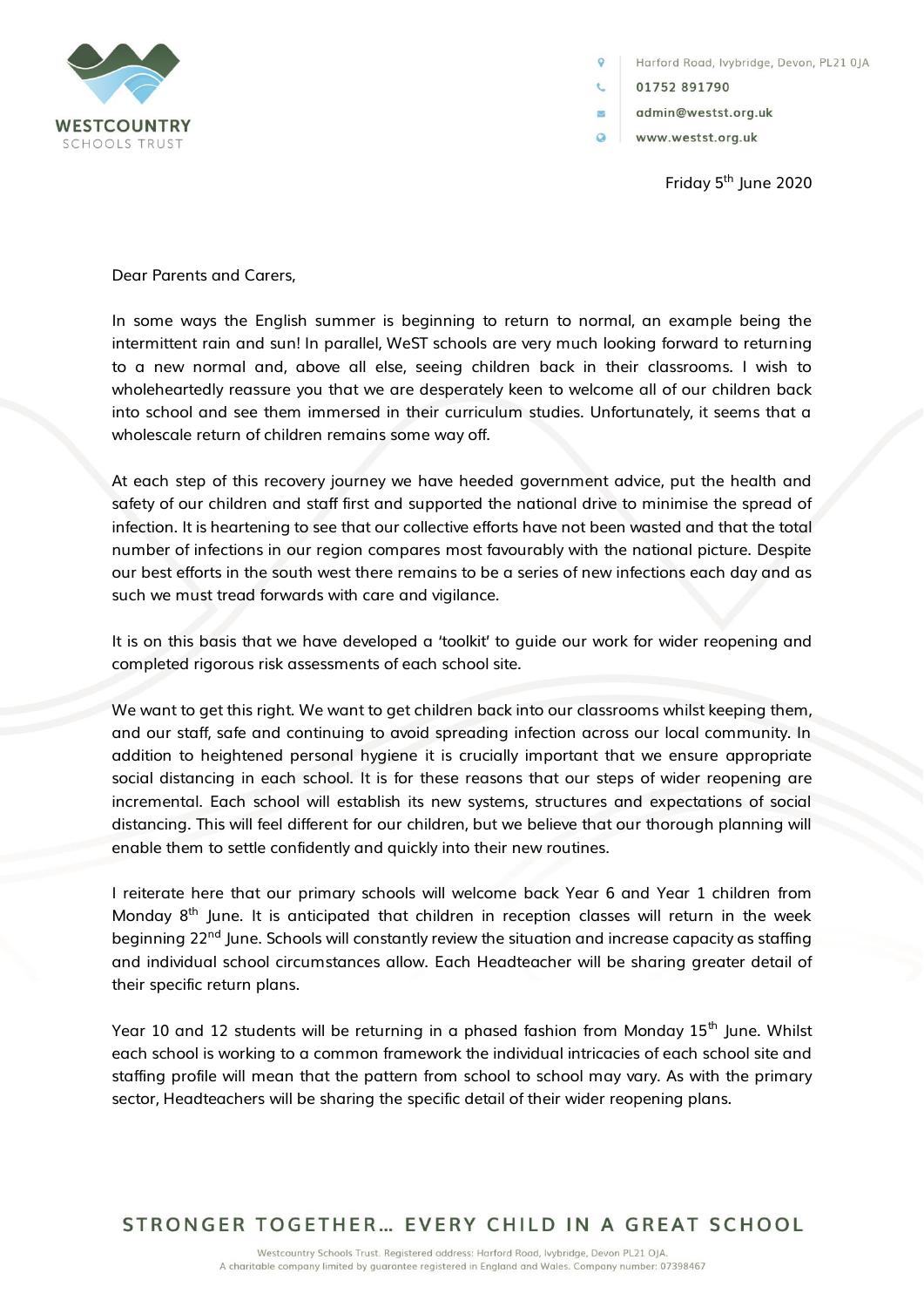WESTCOUNTRY SCHOOLS TRUST

Harford Road, Ivybridge, Devon, PL21 0JA
01752 891790
admin@wests t.org.uk
www.westst.org.uk

Friday 5th June 2020

Dear Parents and Carers,

In some ways the English summer is beginning to return to normal, an example being the intermittent rain and sun! In parallel, WeST schools are very much looking forward to returning to a new normal and, above all else, seeing children back in their classrooms. I wish to wholeheartedly reassure you that we are desperately keen to welcome all of our children back into school and see them immersed in their curriculum studies. Unfortunately, it seems that a wholescale return of children remains some way off.

At each step of this recovery journey we have heeded government advice, put the health and safety of our children and staff first and supported the national drive to minimise the spread of infection. It is heartening to see that our collective efforts have not been wasted and that the total number of infections in our region compares most favourably with the national picture. Despite our best efforts in the south west there remains to be a series of new infections each day and as such we must tread forwards with care and vigilance.

It is on this basis that we have developed a 'toolkit' to guide our work for wider reopening and completed rigorous risk assessments of each school site.

We want to get this right. We want to get children back into our classrooms whilst keeping them, and our staff, safe and continuing to avoid spreading infection across our local community. In addition to heightened personal hygiene it is crucially important that we ensure appropriate social distancing in each school. It is for these reasons that our steps of wider reopening are incremental. Each school will establish its new systems, structures and expectations of social distancing. This will feel different for our children, but we believe that our thorough planning will enable them to settle confidently and quickly into their new routines.

I reiterate here that our primary schools will welcome back Year 6 and Year 1 children from Monday 8th June. It is anticipated that children in reception classes will return in the week beginning 22nd June. Schools will constantly review the situation and increase capacity as staffing and individual school circumstances allow. Each Headteacher will be sharing greater detail of their specific return plans.

Year 10 and 12 students will be returning in a phased fashion from Monday 15th June. Whilst each school is working to a common framework the individual intricacies of each school site and staffing profile will mean that the pattern from school to school may vary. As with the primary sector, Headteachers will be sharing the specific detail of their wider reopening plans.

STRONGER TOGETHER… EVERY CHILD IN A GREAT SCHOOL

Westcountry Schools Trust. Registered address: Harford Road, Ivybridge, Devon PL21 0JA.
A charitable company limited by guarantee registered in England and Wales. Company number: 07398467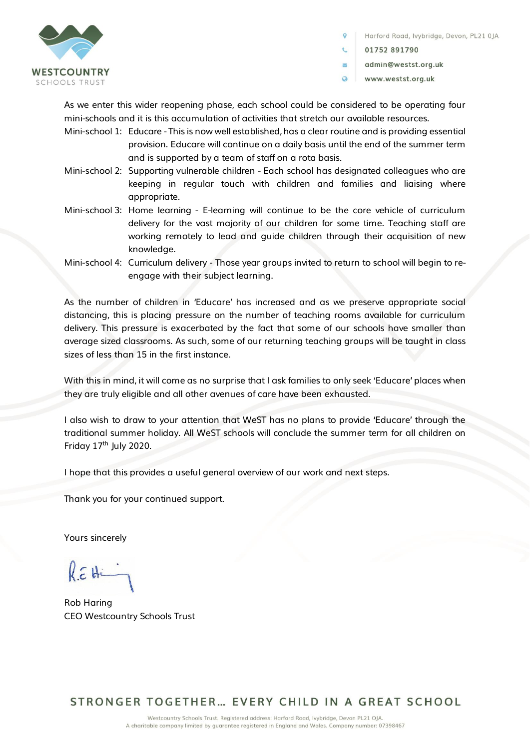As we enter this wider reopening phase, each school could be considered to be operating four mini-schools and it is this accumulation of activities that stretch our available resources.

Mini-school 1: Educare - This is now well established, has a clear routine and is providing essential provision. Educare will continue on a daily basis until the end of the summer term and is supported by a team of staff on a rota basis.

Mini-school 2: Supporting vulnerable children - Each school has designated colleagues who are keeping in regular touch with children and families and liaising where appropriate.

Mini-school 3: Home learning - E-learning will continue to be the core vehicle of curriculum delivery for the vast majority of our children for some time. Teaching staff are working remotely to lead and guide children through their acquisition of new knowledge.

Mini-school 4: Curriculum delivery - Those year groups invited to return to school will begin to re-engage with their subject learning.

As the number of children in 'Educare' has increased and as we preserve appropriate social distancing, this is placing pressure on the number of teaching rooms available for curriculum delivery. This pressure is exacerbated by the fact that some of our schools have smaller than average sized classrooms. As such, some of our returning teaching groups will be taught in class sizes of less than 15 in the first instance.

With this in mind, it will come as no surprise that I ask families to only seek 'Educare' places when they are truly eligible and all other avenues of care have been exhausted.

I also wish to draw to your attention that WeST has no plans to provide 'Educare' through the traditional summer holiday. All WeST schools will conclude the summer term for all children on Friday 17th July 2020.

I hope that this provides a useful general overview of our work and next steps.

Thank you for your continued support.

Yours sincerely

Rob Haring
CEO Westcountry Schools Trust